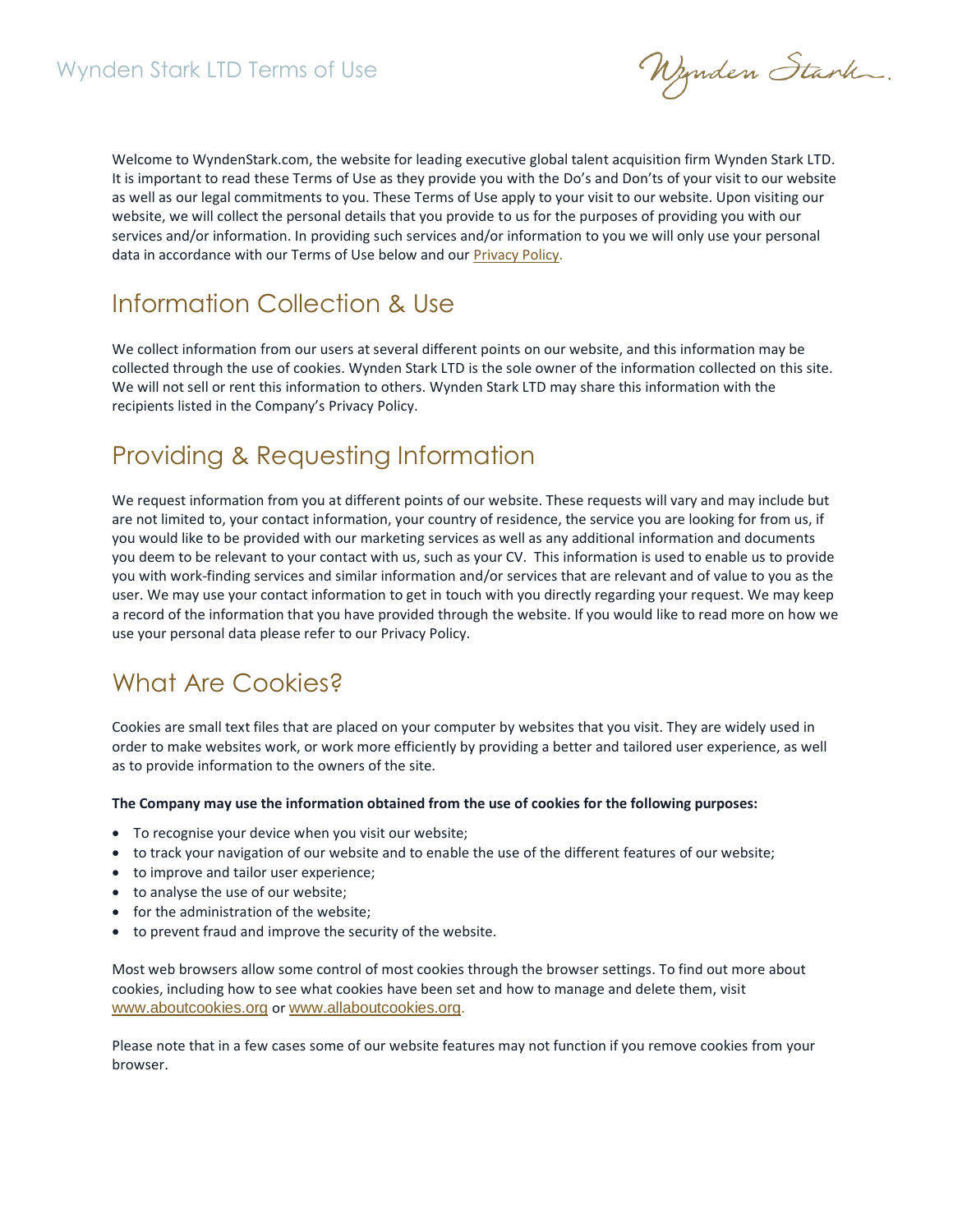# Wynden Stark LTD Terms of Use

Welcome to WyndenStark.com, the website for leading executive global talent acquisition firm Wynden Stark LTD. It is important to read these Terms of Use as they provide you with the Do's and Don'ts of your visit to our website as well as our legal commitments to you. These Terms of Use apply to your visit to our website. Upon visiting our website, we will collect the personal details that you provide to us for the purposes of providing you with our services and/or information. In providing such services and/or information to you we will only use your personal data in accordance with our Terms of Use below and our Privacy Policy.

## Information Collection & Use

We collect information from our users at several different points on our website, and this information may be collected through the use of cookies. Wynden Stark LTD is the sole owner of the information collected on this site. We will not sell or rent this information to others. Wynden Stark LTD may share this information with the recipients listed in the Company's Privacy Policy.

## Providing & Requesting Information

We request information from you at different points of our website. These requests will vary and may include but are not limited to, your contact information, your country of residence, the service you are looking for from us, if you would like to be provided with our marketing services as well as any additional information and documents you deem to be relevant to your contact with us, such as your CV. This information is used to enable us to provide you with work-finding services and similar information and/or services that are relevant and of value to you as the user. We may use your contact information to get in touch with you directly regarding your request. We may keep a record of the information that you have provided through the website. If you would like to read more on how we use your personal data please refer to our Privacy Policy.

## What Are Cookies?

Cookies are small text files that are placed on your computer by websites that you visit. They are widely used in order to make websites work, or work more efficiently by providing a better and tailored user experience, as well as to provide information to the owners of the site.

**The Company may use the information obtained from the use of cookies for the following purposes:**

- To recognise your device when you visit our website;
- to track your navigation of our website and to enable the use of the different features of our website;
- to improve and tailor user experience;
- to analyse the use of our website;
- for the administration of the website;
- to prevent fraud and improve the security of the website.

Most web browsers allow some control of most cookies through the browser settings. To find out more about cookies, including how to see what cookies have been set and how to manage and delete them, visit www.aboutcookies.org or www.allaboutcookies.org.

Please note that in a few cases some of our website features may not function if you remove cookies from your browser.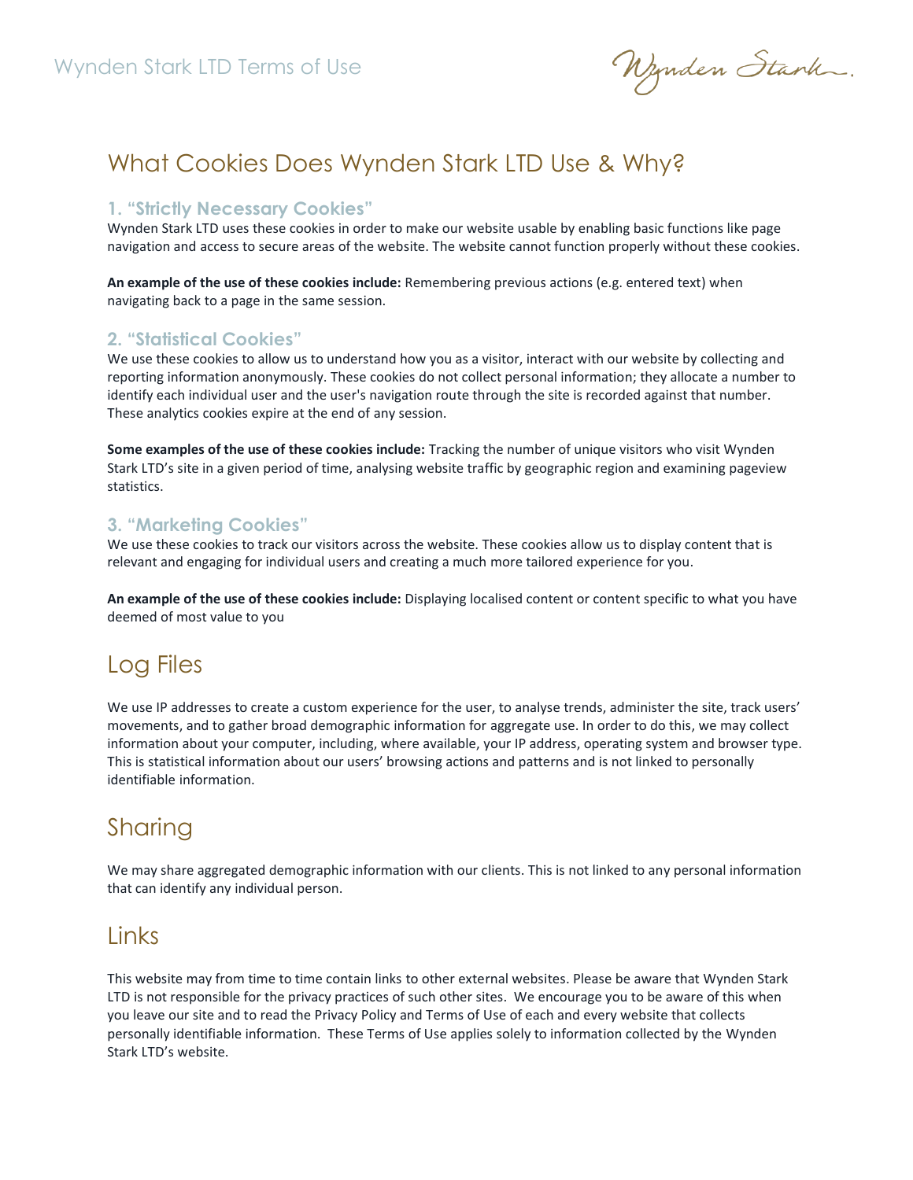## What Cookies Does Wynden Stark LTD Use & Why?

### 1. "Strictly Necessary Cookies"

Wynden Stark LTD uses these cookies in order to make our website usable by enabling basic functions like page navigation and access to secure areas of the website. The website cannot function properly without these cookies.

**An example of the use of these cookies include:** Remembering previous actions (e.g. entered text) when navigating back to a page in the same session.

### 2. "Statistical Cookies"

We use these cookies to allow us to understand how you as a visitor, interact with our website by collecting and reporting information anonymously. These cookies do not collect personal information; they allocate a number to identify each individual user and the user's navigation route through the site is recorded against that number. These analytics cookies expire at the end of any session.

**Some examples of the use of these cookies include:** Tracking the number of unique visitors who visit Wynden Stark LTD's site in a given period of time, analysing website traffic by geographic region and examining pageview statistics.

### 3. "Marketing Cookies"

We use these cookies to track our visitors across the website. These cookies allow us to display content that is relevant and engaging for individual users and creating a much more tailored experience for you.

**An example of the use of these cookies include:** Displaying localised content or content specific to what you have deemed of most value to you

## Log Files

We use IP addresses to create a custom experience for the user, to analyse trends, administer the site, track users' movements, and to gather broad demographic information for aggregate use. In order to do this, we may collect information about your computer, including, where available, your IP address, operating system and browser type. This is statistical information about our users' browsing actions and patterns and is not linked to personally identifiable information.

## Sharing

We may share aggregated demographic information with our clients. This is not linked to any personal information that can identify any individual person.

## Links

This website may from time to time contain links to other external websites. Please be aware that Wynden Stark LTD is not responsible for the privacy practices of such other sites. We encourage you to be aware of this when you leave our site and to read the Privacy Policy and Terms of Use of each and every website that collects personally identifiable information. These Terms of Use applies solely to information collected by the Wynden Stark LTD's website.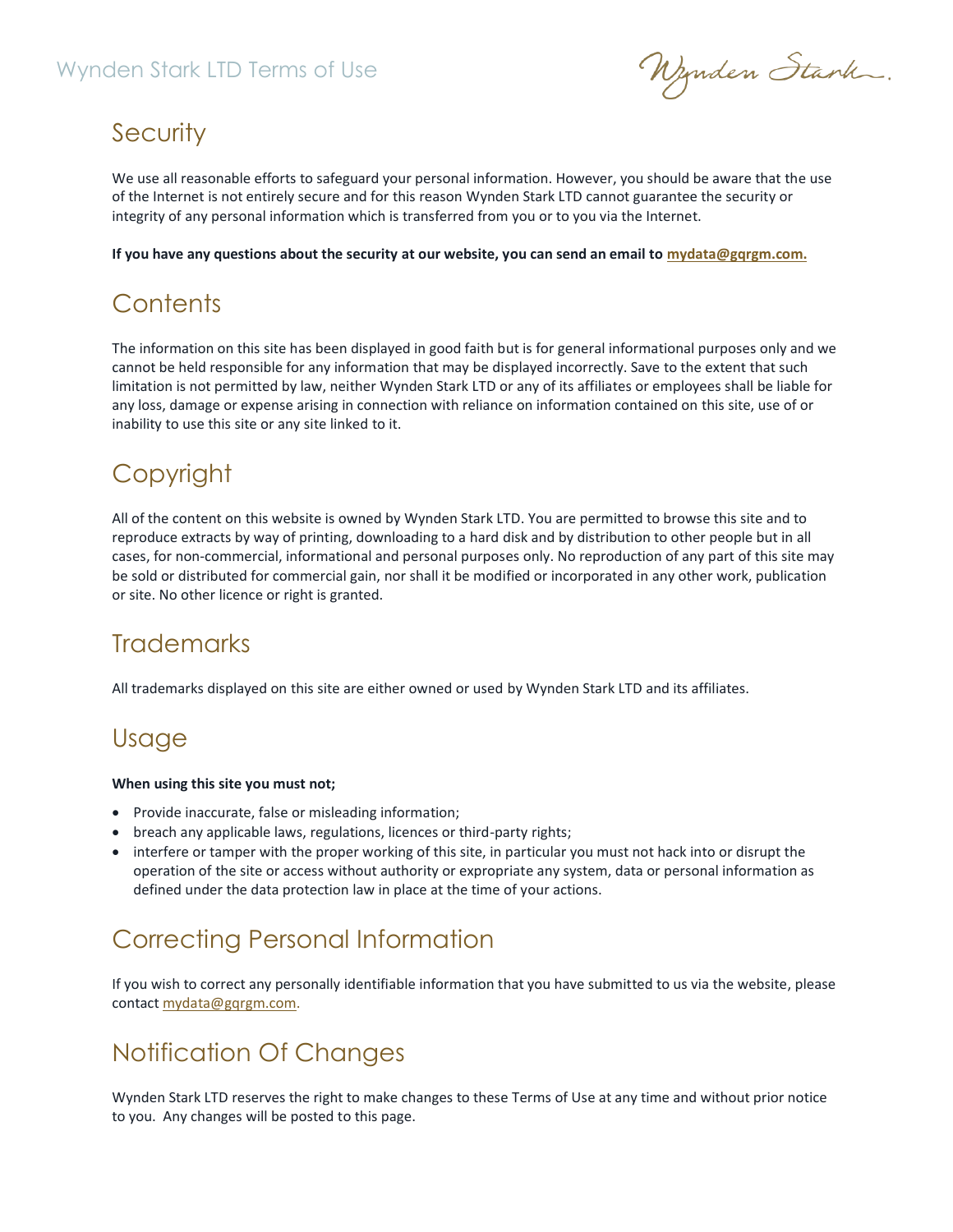## Security

We use all reasonable efforts to safeguard your personal information. However, you should be aware that the use of the Internet is not entirely secure and for this reason Wynden Stark LTD cannot guarantee the security or integrity of any personal information which is transferred from you or to you via the Internet.

**If you have any questions about the security at our website, you can send an email to mydata@gqrgm.com.**

## Contents

The information on this site has been displayed in good faith but is for general informational purposes only and we cannot be held responsible for any information that may be displayed incorrectly. Save to the extent that such limitation is not permitted by law, neither Wynden Stark LTD or any of its affiliates or employees shall be liable for any loss, damage or expense arising in connection with reliance on information contained on this site, use of or inability to use this site or any site linked to it.

## Copyright

All of the content on this website is owned by Wynden Stark LTD. You are permitted to browse this site and to reproduce extracts by way of printing, downloading to a hard disk and by distribution to other people but in all cases, for non-commercial, informational and personal purposes only. No reproduction of any part of this site may be sold or distributed for commercial gain, nor shall it be modified or incorporated in any other work, publication or site. No other licence or right is granted.

## Trademarks

All trademarks displayed on this site are either owned or used by Wynden Stark LTD and its affiliates.

## Usage

**When using this site you must not;**

- Provide inaccurate, false or misleading information;
- breach any applicable laws, regulations, licences or third-party rights;
- interfere or tamper with the proper working of this site, in particular you must not hack into or disrupt the operation of the site or access without authority or expropriate any system, data or personal information as defined under the data protection law in place at the time of your actions.

## Correcting Personal Information

If you wish to correct any personally identifiable information that you have submitted to us via the website, please contact mydata@gqrgm.com.

## Notification Of Changes

Wynden Stark LTD reserves the right to make changes to these Terms of Use at any time and without prior notice to you. Any changes will be posted to this page.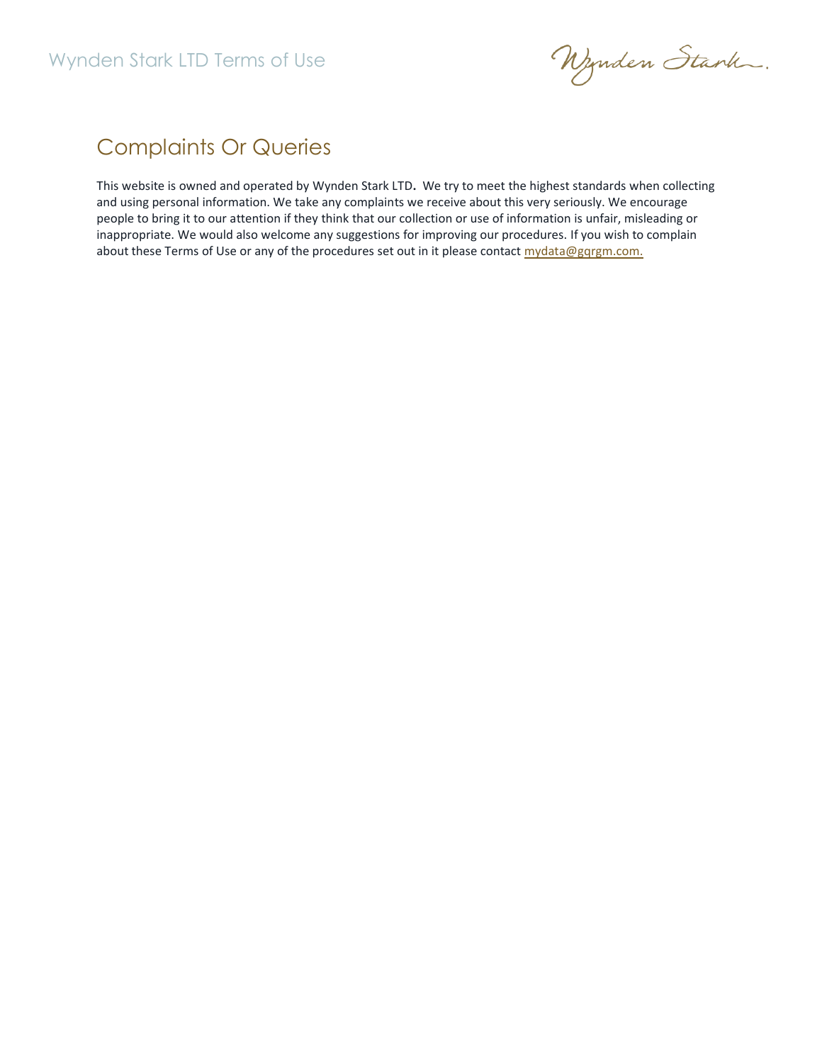## Complaints Or Queries

This website is owned and operated by Wynden Stark LTD**.** We try to meet the highest standards when collecting and using personal information. We take any complaints we receive about this very seriously. We encourage people to bring it to our attention if they think that our collection or use of information is unfair, misleading or inappropriate. We would also welcome any suggestions for improving our procedures. If you wish to complain about these Terms of Use or any of the procedures set out in it please contact mydata@gqrgm.com.